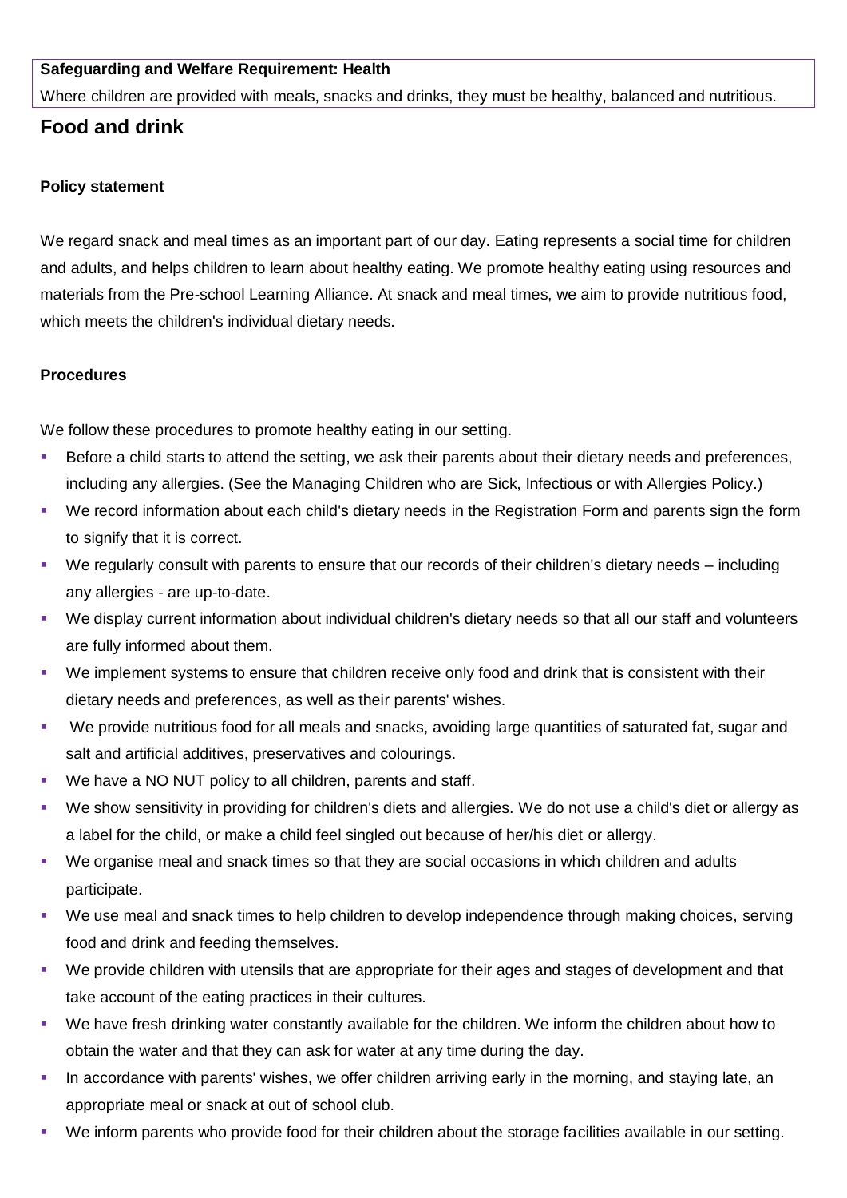**Safeguarding and Welfare Requirement: Health**

Where children are provided with meals, snacks and drinks, they must be healthy, balanced and nutritious.

## Food and drink

**Policy statement**

We regard snack and meal times as an important part of our day. Eating represents a social time for children and adults, and helps children to learn about healthy eating. We promote healthy eating using resources and materials from the Pre-school Learning Alliance. At snack and meal times, we aim to provide nutritious food, which meets the children's individual dietary needs.

**Procedures**

We follow these procedures to promote healthy eating in our setting.

- Before a child starts to attend the setting, we ask their parents about their dietary needs and preferences, including any allergies. (See the Managing Children who are Sick, Infectious or with Allergies Policy.)
- We record information about each child's dietary needs in the Registration Form and parents sign the form to signify that it is correct.
- We regularly consult with parents to ensure that our records of their children's dietary needs – including any allergies - are up-to-date.
- We display current information about individual children's dietary needs so that all our staff and volunteers are fully informed about them.
- We implement systems to ensure that children receive only food and drink that is consistent with their dietary needs and preferences, as well as their parents' wishes.
- We provide nutritious food for all meals and snacks, avoiding large quantities of saturated fat, sugar and salt and artificial additives, preservatives and colourings.
- We have a NO NUT policy to all children, parents and staff.
- We show sensitivity in providing for children's diets and allergies. We do not use a child's diet or allergy as a label for the child, or make a child feel singled out because of her/his diet or allergy.
- We organise meal and snack times so that they are social occasions in which children and adults participate.
- We use meal and snack times to help children to develop independence through making choices, serving food and drink and feeding themselves.
- We provide children with utensils that are appropriate for their ages and stages of development and that take account of the eating practices in their cultures.
- We have fresh drinking water constantly available for the children. We inform the children about how to obtain the water and that they can ask for water at any time during the day.
- In accordance with parents' wishes, we offer children arriving early in the morning, and staying late, an appropriate meal or snack at out of school club.
- We inform parents who provide food for their children about the storage facilities available in our setting.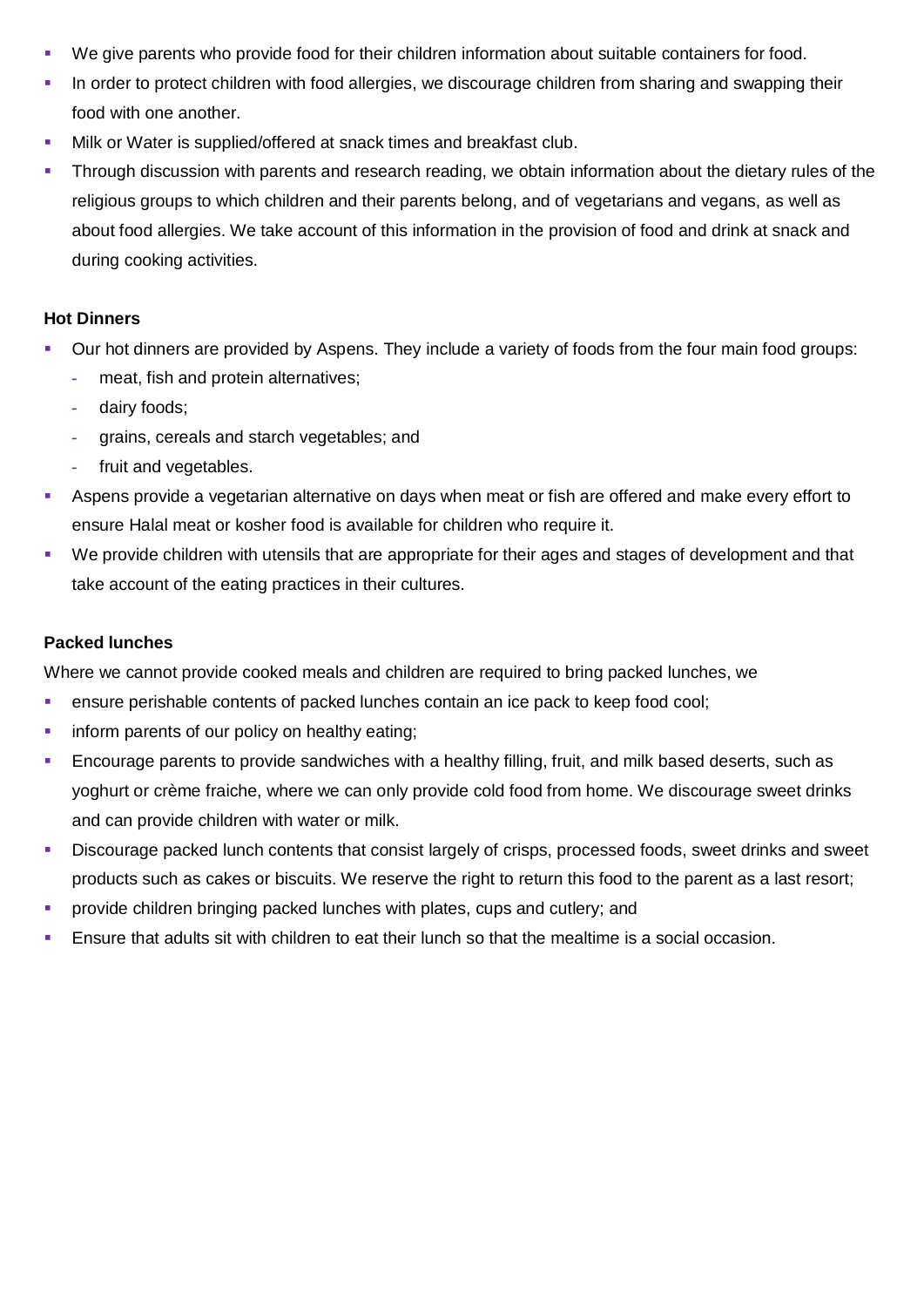- We give parents who provide food for their children information about suitable containers for food.
- In order to protect children with food allergies, we discourage children from sharing and swapping their food with one another.
- Milk or Water is supplied/offered at snack times and breakfast club.
- Through discussion with parents and research reading, we obtain information about the dietary rules of the religious groups to which children and their parents belong, and of vegetarians and vegans, as well as about food allergies. We take account of this information in the provision of food and drink at snack and during cooking activities.

**Hot Dinners**

- Our hot dinners are provided by Aspens. They include a variety of foods from the four main food groups:
  - meat, fish and protein alternatives;
  - dairy foods;
  - grains, cereals and starch vegetables; and
  - fruit and vegetables.
- Aspens provide a vegetarian alternative on days when meat or fish are offered and make every effort to ensure Halal meat or kosher food is available for children who require it.
- We provide children with utensils that are appropriate for their ages and stages of development and that take account of the eating practices in their cultures.

**Packed lunches**

Where we cannot provide cooked meals and children are required to bring packed lunches, we

- ensure perishable contents of packed lunches contain an ice pack to keep food cool;
- inform parents of our policy on healthy eating;
- Encourage parents to provide sandwiches with a healthy filling, fruit, and milk based deserts, such as yoghurt or crème fraiche, where we can only provide cold food from home. We discourage sweet drinks and can provide children with water or milk.
- Discourage packed lunch contents that consist largely of crisps, processed foods, sweet drinks and sweet products such as cakes or biscuits. We reserve the right to return this food to the parent as a last resort;
- provide children bringing packed lunches with plates, cups and cutlery; and
- Ensure that adults sit with children to eat their lunch so that the mealtime is a social occasion.